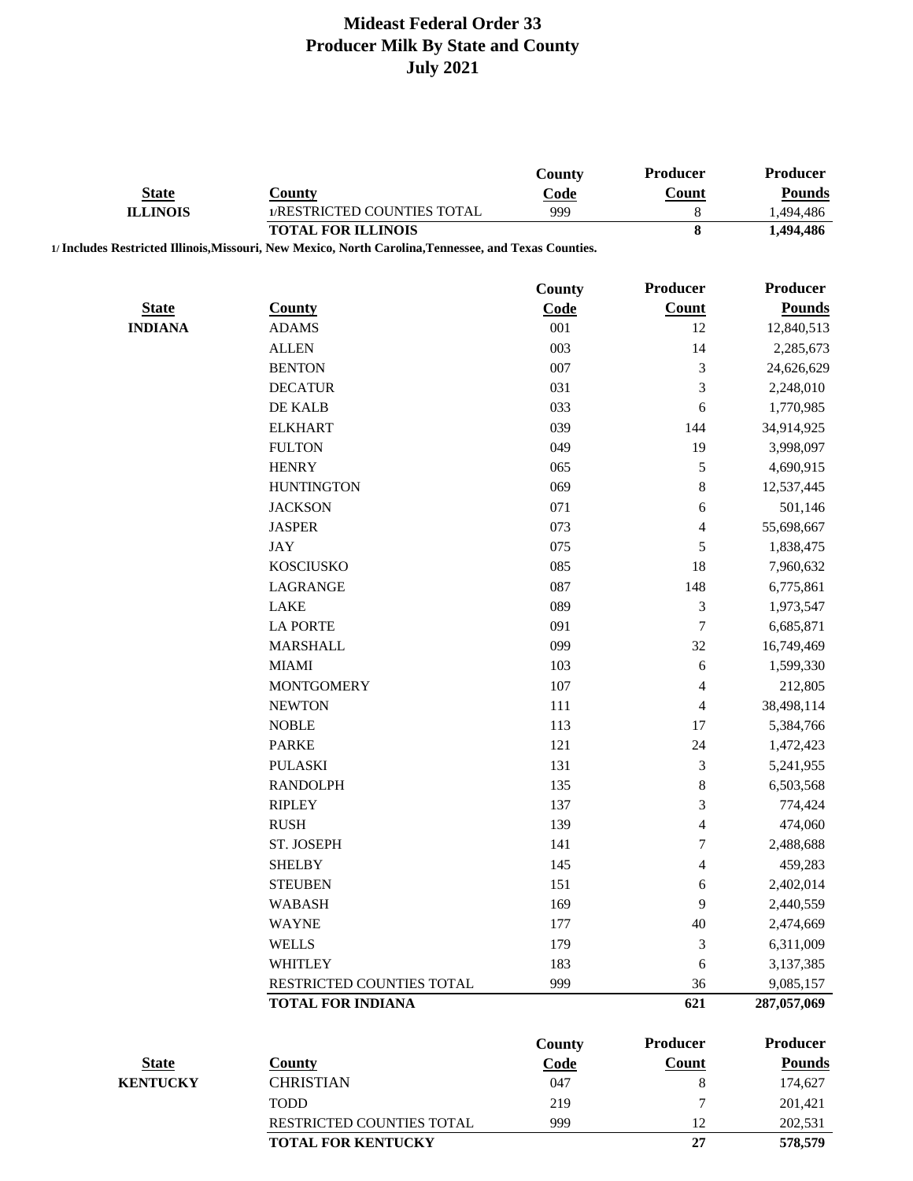# Mideast Federal Order 33
## Producer Milk By State and County
### July 2021

| State | County | County Code | Producer Count | Producer Pounds |
|---|---|---|---|---|
| ILLINOIS | 1/RESTRICTED COUNTIES TOTAL | 999 | 8 | 1,494,486 |
| | **TOTAL FOR ILLINOIS** | | **8** | **1,494,486** |

1/ Includes Restricted Illinois,Missouri, New Mexico, North Carolina,Tennessee, and Texas Counties.

| State | County | County Code | Producer Count | Producer Pounds |
|---|---|---|---|---|
| INDIANA | ADAMS | 001 | 12 | 12,840,513 |
| | ALLEN | 003 | 14 | 2,285,673 |
| | BENTON | 007 | 3 | 24,626,629 |
| | DECATUR | 031 | 3 | 2,248,010 |
| | DE KALB | 033 | 6 | 1,770,985 |
| | ELKHART | 039 | 144 | 34,914,925 |
| | FULTON | 049 | 19 | 3,998,097 |
| | HENRY | 065 | 5 | 4,690,915 |
| | HUNTINGTON | 069 | 8 | 12,537,445 |
| | JACKSON | 071 | 6 | 501,146 |
| | JASPER | 073 | 4 | 55,698,667 |
| | JAY | 075 | 5 | 1,838,475 |
| | KOSCIUSKO | 085 | 18 | 7,960,632 |
| | LAGRANGE | 087 | 148 | 6,775,861 |
| | LAKE | 089 | 3 | 1,973,547 |
| | LA PORTE | 091 | 7 | 6,685,871 |
| | MARSHALL | 099 | 32 | 16,749,469 |
| | MIAMI | 103 | 6 | 1,599,330 |
| | MONTGOMERY | 107 | 4 | 212,805 |
| | NEWTON | 111 | 4 | 38,498,114 |
| | NOBLE | 113 | 17 | 5,384,766 |
| | PARKE | 121 | 24 | 1,472,423 |
| | PULASKI | 131 | 3 | 5,241,955 |
| | RANDOLPH | 135 | 8 | 6,503,568 |
| | RIPLEY | 137 | 3 | 774,424 |
| | RUSH | 139 | 4 | 474,060 |
| | ST. JOSEPH | 141 | 7 | 2,488,688 |
| | SHELBY | 145 | 4 | 459,283 |
| | STEUBEN | 151 | 6 | 2,402,014 |
| | WABASH | 169 | 9 | 2,440,559 |
| | WAYNE | 177 | 40 | 2,474,669 |
| | WELLS | 179 | 3 | 6,311,009 |
| | WHITLEY | 183 | 6 | 3,137,385 |
| | RESTRICTED COUNTIES TOTAL | 999 | 36 | 9,085,157 |
| | **TOTAL FOR INDIANA** | | **621** | **287,057,069** |

| State | County | County Code | Producer Count | Producer Pounds |
|---|---|---|---|---|
| KENTUCKY | CHRISTIAN | 047 | 8 | 174,627 |
| | TODD | 219 | 7 | 201,421 |
| | RESTRICTED COUNTIES TOTAL | 999 | 12 | 202,531 |
| | **TOTAL FOR KENTUCKY** | | **27** | **578,579** |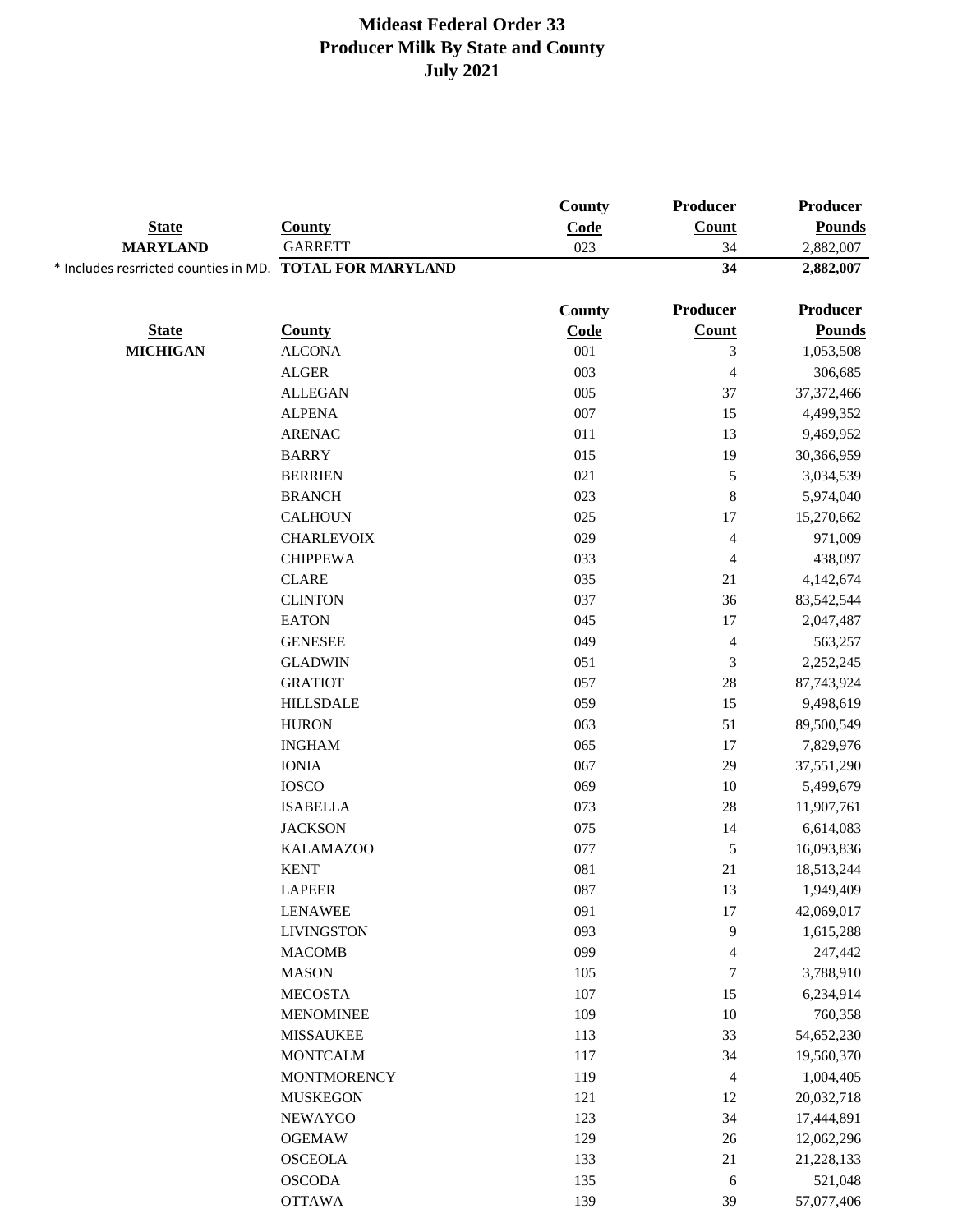# Mideast Federal Order 33
## Producer Milk By State and County
## July 2021

| State | County | County Code | Producer Count | Producer Pounds |
|---|---|---|---|---|
| **MARYLAND** | GARRETT | 023 | 34 | 2,882,007 |
| * Includes resrricted counties in MD. | **TOTAL FOR MARYLAND** | | **34** | **2,882,007** |

| State | County | County Code | Producer Count | Producer Pounds |
|---|---|---|---|---|
| **MICHIGAN** | ALCONA | 001 | 3 | 1,053,508 |
| | ALGER | 003 | 4 | 306,685 |
| | ALLEGAN | 005 | 37 | 37,372,466 |
| | ALPENA | 007 | 15 | 4,499,352 |
| | ARENAC | 011 | 13 | 9,469,952 |
| | BARRY | 015 | 19 | 30,366,959 |
| | BERRIEN | 021 | 5 | 3,034,539 |
| | BRANCH | 023 | 8 | 5,974,040 |
| | CALHOUN | 025 | 17 | 15,270,662 |
| | CHARLEVOIX | 029 | 4 | 971,009 |
| | CHIPPEWA | 033 | 4 | 438,097 |
| | CLARE | 035 | 21 | 4,142,674 |
| | CLINTON | 037 | 36 | 83,542,544 |
| | EATON | 045 | 17 | 2,047,487 |
| | GENESEE | 049 | 4 | 563,257 |
| | GLADWIN | 051 | 3 | 2,252,245 |
| | GRATIOT | 057 | 28 | 87,743,924 |
| | HILLSDALE | 059 | 15 | 9,498,619 |
| | HURON | 063 | 51 | 89,500,549 |
| | INGHAM | 065 | 17 | 7,829,976 |
| | IONIA | 067 | 29 | 37,551,290 |
| | IOSCO | 069 | 10 | 5,499,679 |
| | ISABELLA | 073 | 28 | 11,907,761 |
| | JACKSON | 075 | 14 | 6,614,083 |
| | KALAMAZOO | 077 | 5 | 16,093,836 |
| | KENT | 081 | 21 | 18,513,244 |
| | LAPEER | 087 | 13 | 1,949,409 |
| | LENAWEE | 091 | 17 | 42,069,017 |
| | LIVINGSTON | 093 | 9 | 1,615,288 |
| | MACOMB | 099 | 4 | 247,442 |
| | MASON | 105 | 7 | 3,788,910 |
| | MECOSTA | 107 | 15 | 6,234,914 |
| | MENOMINEE | 109 | 10 | 760,358 |
| | MISSAUKEE | 113 | 33 | 54,652,230 |
| | MONTCALM | 117 | 34 | 19,560,370 |
| | MONTMORENCY | 119 | 4 | 1,004,405 |
| | MUSKEGON | 121 | 12 | 20,032,718 |
| | NEWAYGO | 123 | 34 | 17,444,891 |
| | OGEMAW | 129 | 26 | 12,062,296 |
| | OSCEOLA | 133 | 21 | 21,228,133 |
| | OSCODA | 135 | 6 | 521,048 |
| | OTTAWA | 139 | 39 | 57,077,406 |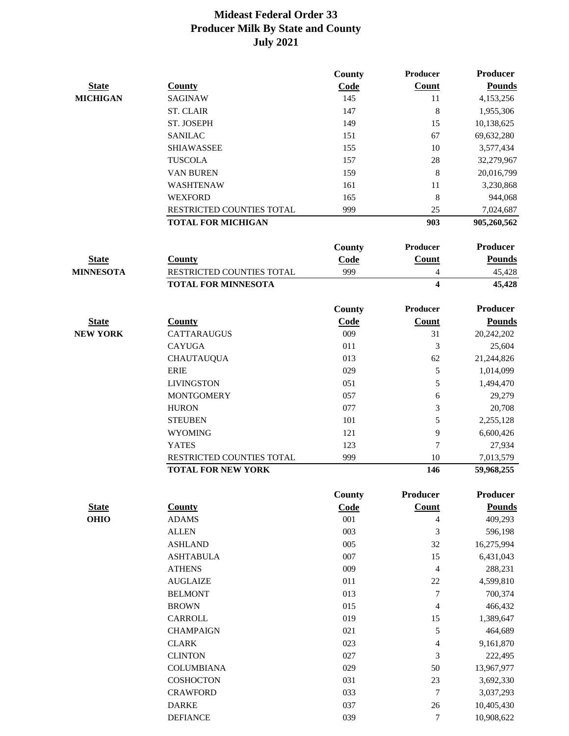# Mideast Federal Order 33
## Producer Milk By State and County
## July 2021

| State | County | County Code | Producer Count | Producer Pounds |
|---|---|---|---|---|
| **MICHIGAN** | SAGINAW | 145 | 11 | 4,153,256 |
| | ST. CLAIR | 147 | 8 | 1,955,306 |
| | ST. JOSEPH | 149 | 15 | 10,138,625 |
| | SANILAC | 151 | 67 | 69,632,280 |
| | SHIAWASSEE | 155 | 10 | 3,577,434 |
| | TUSCOLA | 157 | 28 | 32,279,967 |
| | VAN BUREN | 159 | 8 | 20,016,799 |
| | WASHTENAW | 161 | 11 | 3,230,868 |
| | WEXFORD | 165 | 8 | 944,068 |
| | RESTRICTED COUNTIES TOTAL | 999 | 25 | 7,024,687 |
| | **TOTAL FOR MICHIGAN** | | **903** | **905,260,562** |

| State | County | County Code | Producer Count | Producer Pounds |
|---|---|---|---|---|
| **MINNESOTA** | RESTRICTED COUNTIES TOTAL | 999 | 4 | 45,428 |
| | **TOTAL FOR MINNESOTA** | | **4** | **45,428** |

| State | County | County Code | Producer Count | Producer Pounds |
|---|---|---|---|---|
| **NEW YORK** | CATTARAUGUS | 009 | 31 | 20,242,202 |
| | CAYUGA | 011 | 3 | 25,604 |
| | CHAUTAUQUA | 013 | 62 | 21,244,826 |
| | ERIE | 029 | 5 | 1,014,099 |
| | LIVINGSTON | 051 | 5 | 1,494,470 |
| | MONTGOMERY | 057 | 6 | 29,279 |
| | HURON | 077 | 3 | 20,708 |
| | STEUBEN | 101 | 5 | 2,255,128 |
| | WYOMING | 121 | 9 | 6,600,426 |
| | YATES | 123 | 7 | 27,934 |
| | RESTRICTED COUNTIES TOTAL | 999 | 10 | 7,013,579 |
| | **TOTAL FOR NEW YORK** | | **146** | **59,968,255** |

| State | County | County Code | Producer Count | Producer Pounds |
|---|---|---|---|---|
| **OHIO** | ADAMS | 001 | 4 | 409,293 |
| | ALLEN | 003 | 3 | 596,198 |
| | ASHLAND | 005 | 32 | 16,275,994 |
| | ASHTABULA | 007 | 15 | 6,431,043 |
| | ATHENS | 009 | 4 | 288,231 |
| | AUGLAIZE | 011 | 22 | 4,599,810 |
| | BELMONT | 013 | 7 | 700,374 |
| | BROWN | 015 | 4 | 466,432 |
| | CARROLL | 019 | 15 | 1,389,647 |
| | CHAMPAIGN | 021 | 5 | 464,689 |
| | CLARK | 023 | 4 | 9,161,870 |
| | CLINTON | 027 | 3 | 222,495 |
| | COLUMBIANA | 029 | 50 | 13,967,977 |
| | COSHOCTON | 031 | 23 | 3,692,330 |
| | CRAWFORD | 033 | 7 | 3,037,293 |
| | DARKE | 037 | 26 | 10,405,430 |
| | DEFIANCE | 039 | 7 | 10,908,622 |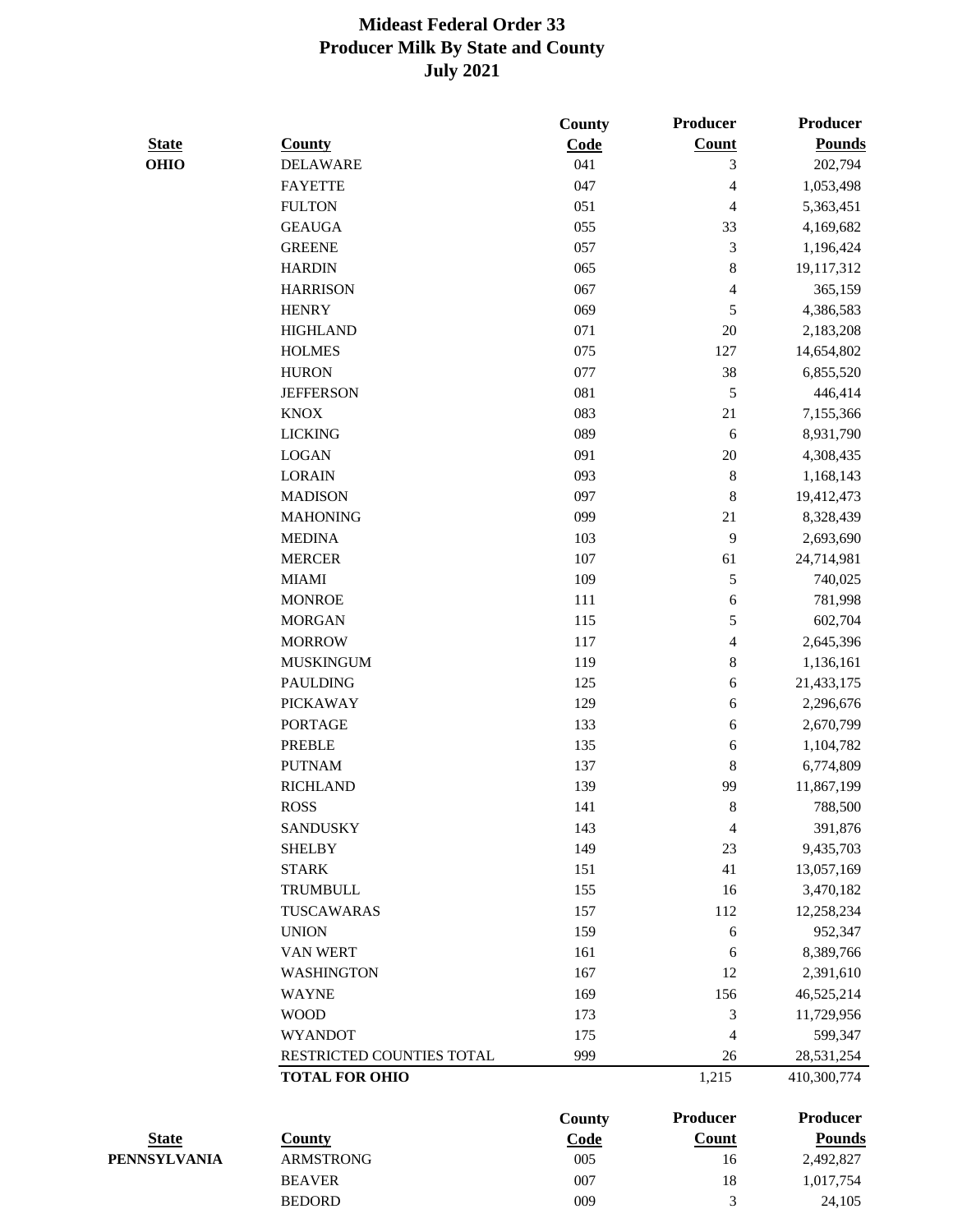# Mideast Federal Order 33
## Producer Milk By State and County
### July 2021

| State | County | County Code | Producer Count | Producer Pounds |
|---|---|---|---|---|
| OHIO | DELAWARE | 041 | 3 | 202,794 |
| | FAYETTE | 047 | 4 | 1,053,498 |
| | FULTON | 051 | 4 | 5,363,451 |
| | GEAUGA | 055 | 33 | 4,169,682 |
| | GREENE | 057 | 3 | 1,196,424 |
| | HARDIN | 065 | 8 | 19,117,312 |
| | HARRISON | 067 | 4 | 365,159 |
| | HENRY | 069 | 5 | 4,386,583 |
| | HIGHLAND | 071 | 20 | 2,183,208 |
| | HOLMES | 075 | 127 | 14,654,802 |
| | HURON | 077 | 38 | 6,855,520 |
| | JEFFERSON | 081 | 5 | 446,414 |
| | KNOX | 083 | 21 | 7,155,366 |
| | LICKING | 089 | 6 | 8,931,790 |
| | LOGAN | 091 | 20 | 4,308,435 |
| | LORAIN | 093 | 8 | 1,168,143 |
| | MADISON | 097 | 8 | 19,412,473 |
| | MAHONING | 099 | 21 | 8,328,439 |
| | MEDINA | 103 | 9 | 2,693,690 |
| | MERCER | 107 | 61 | 24,714,981 |
| | MIAMI | 109 | 5 | 740,025 |
| | MONROE | 111 | 6 | 781,998 |
| | MORGAN | 115 | 5 | 602,704 |
| | MORROW | 117 | 4 | 2,645,396 |
| | MUSKINGUM | 119 | 8 | 1,136,161 |
| | PAULDING | 125 | 6 | 21,433,175 |
| | PICKAWAY | 129 | 6 | 2,296,676 |
| | PORTAGE | 133 | 6 | 2,670,799 |
| | PREBLE | 135 | 6 | 1,104,782 |
| | PUTNAM | 137 | 8 | 6,774,809 |
| | RICHLAND | 139 | 99 | 11,867,199 |
| | ROSS | 141 | 8 | 788,500 |
| | SANDUSKY | 143 | 4 | 391,876 |
| | SHELBY | 149 | 23 | 9,435,703 |
| | STARK | 151 | 41 | 13,057,169 |
| | TRUMBULL | 155 | 16 | 3,470,182 |
| | TUSCAWARAS | 157 | 112 | 12,258,234 |
| | UNION | 159 | 6 | 952,347 |
| | VAN WERT | 161 | 6 | 8,389,766 |
| | WASHINGTON | 167 | 12 | 2,391,610 |
| | WAYNE | 169 | 156 | 46,525,214 |
| | WOOD | 173 | 3 | 11,729,956 |
| | WYANDOT | 175 | 4 | 599,347 |
| | RESTRICTED COUNTIES TOTAL | 999 | 26 | 28,531,254 |
| | **TOTAL FOR OHIO** | | 1,215 | 410,300,774 |

| State | County | County Code | Producer Count | Producer Pounds |
|---|---|---|---|---|
| PENNSYLVANIA | ARMSTRONG | 005 | 16 | 2,492,827 |
| | BEAVER | 007 | 18 | 1,017,754 |
| | BEDORD | 009 | 3 | 24,105 |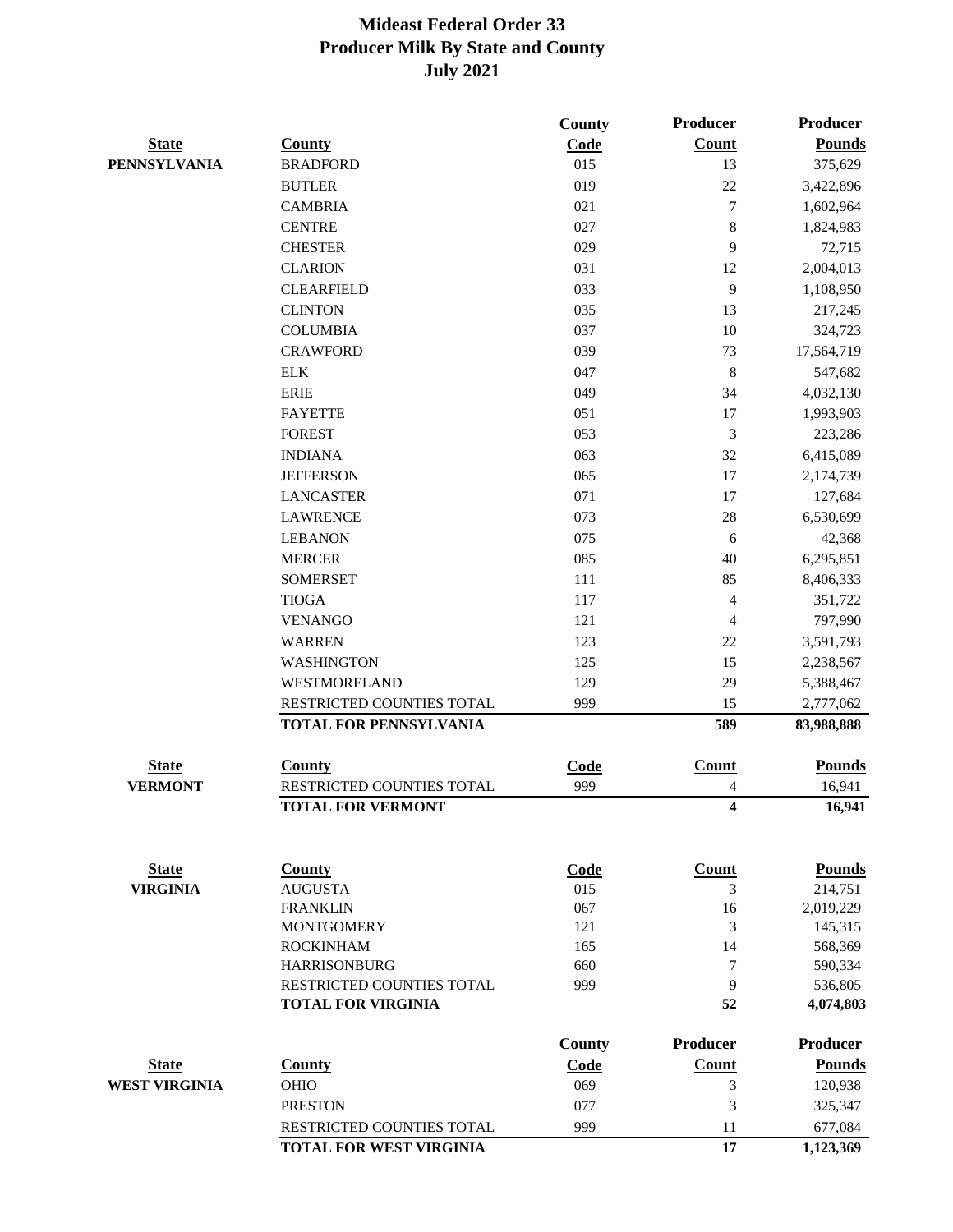# Mideast Federal Order 33
## Producer Milk By State and County
### July 2021

| State | County | County Code | Producer Count | Producer Pounds |
|---|---|---|---|---|
| PENNSYLVANIA | BRADFORD | 015 | 13 | 375,629 |
| | BUTLER | 019 | 22 | 3,422,896 |
| | CAMBRIA | 021 | 7 | 1,602,964 |
| | CENTRE | 027 | 8 | 1,824,983 |
| | CHESTER | 029 | 9 | 72,715 |
| | CLARION | 031 | 12 | 2,004,013 |
| | CLEARFIELD | 033 | 9 | 1,108,950 |
| | CLINTON | 035 | 13 | 217,245 |
| | COLUMBIA | 037 | 10 | 324,723 |
| | CRAWFORD | 039 | 73 | 17,564,719 |
| | ELK | 047 | 8 | 547,682 |
| | ERIE | 049 | 34 | 4,032,130 |
| | FAYETTE | 051 | 17 | 1,993,903 |
| | FOREST | 053 | 3 | 223,286 |
| | INDIANA | 063 | 32 | 6,415,089 |
| | JEFFERSON | 065 | 17 | 2,174,739 |
| | LANCASTER | 071 | 17 | 127,684 |
| | LAWRENCE | 073 | 28 | 6,530,699 |
| | LEBANON | 075 | 6 | 42,368 |
| | MERCER | 085 | 40 | 6,295,851 |
| | SOMERSET | 111 | 85 | 8,406,333 |
| | TIOGA | 117 | 4 | 351,722 |
| | VENANGO | 121 | 4 | 797,990 |
| | WARREN | 123 | 22 | 3,591,793 |
| | WASHINGTON | 125 | 15 | 2,238,567 |
| | WESTMORELAND | 129 | 29 | 5,388,467 |
| | RESTRICTED COUNTIES TOTAL | 999 | 15 | 2,777,062 |
| | **TOTAL FOR PENNSYLVANIA** | | **589** | **83,988,888** |

| State | County | Code | Count | Pounds |
|---|---|---|---|---|
| VERMONT | RESTRICTED COUNTIES TOTAL | 999 | 4 | 16,941 |
| | **TOTAL FOR VERMONT** | | **4** | **16,941** |

| State | County | Code | Count | Pounds |
|---|---|---|---|---|
| VIRGINIA | AUGUSTA | 015 | 3 | 214,751 |
| | FRANKLIN | 067 | 16 | 2,019,229 |
| | MONTGOMERY | 121 | 3 | 145,315 |
| | ROCKINHAM | 165 | 14 | 568,369 |
| | HARRISONBURG | 660 | 7 | 590,334 |
| | RESTRICTED COUNTIES TOTAL | 999 | 9 | 536,805 |
| | **TOTAL FOR VIRGINIA** | | **52** | **4,074,803** |

| State | County | County Code | Producer Count | Producer Pounds |
|---|---|---|---|---|
| WEST VIRGINIA | OHIO | 069 | 3 | 120,938 |
| | PRESTON | 077 | 3 | 325,347 |
| | RESTRICTED COUNTIES TOTAL | 999 | 11 | 677,084 |
| | **TOTAL FOR WEST VIRGINIA** | | **17** | **1,123,369** |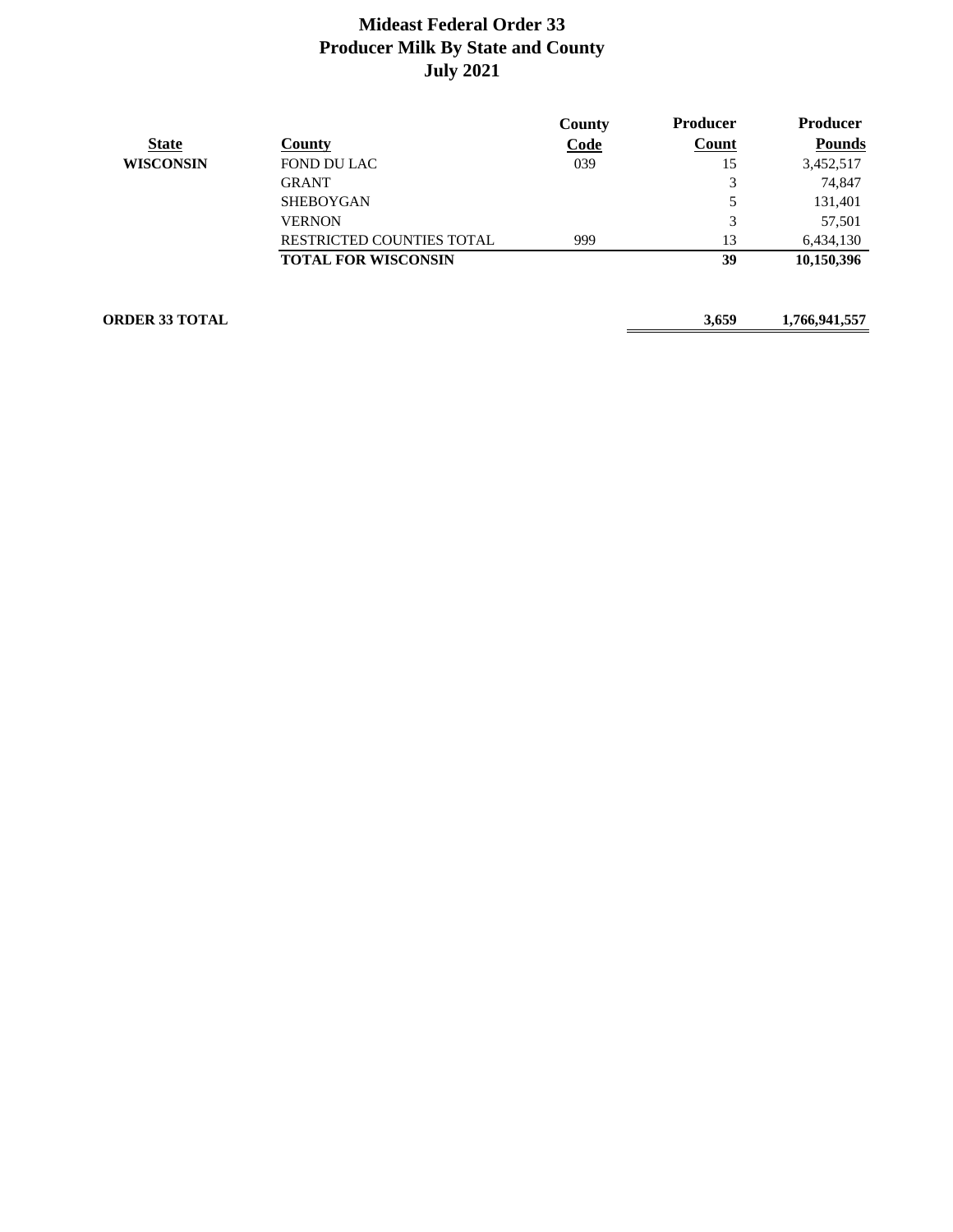# Mideast Federal Order 33
## Producer Milk By State and County
## July 2021

| State | County | County Code | Producer Count | Producer Pounds |
|---|---|---|---|---|
| **WISCONSIN** | FOND DU LAC | 039 | 15 | 3,452,517 |
| | GRANT | | 3 | 74,847 |
| | SHEBOYGAN | | 5 | 131,401 |
| | VERNON | | 3 | 57,501 |
| | RESTRICTED COUNTIES TOTAL | 999 | 13 | 6,434,130 |
| | **TOTAL FOR WISCONSIN** | | **39** | **10,150,396** |
| **ORDER 33 TOTAL** | | | **3,659** | **1,766,941,557** |